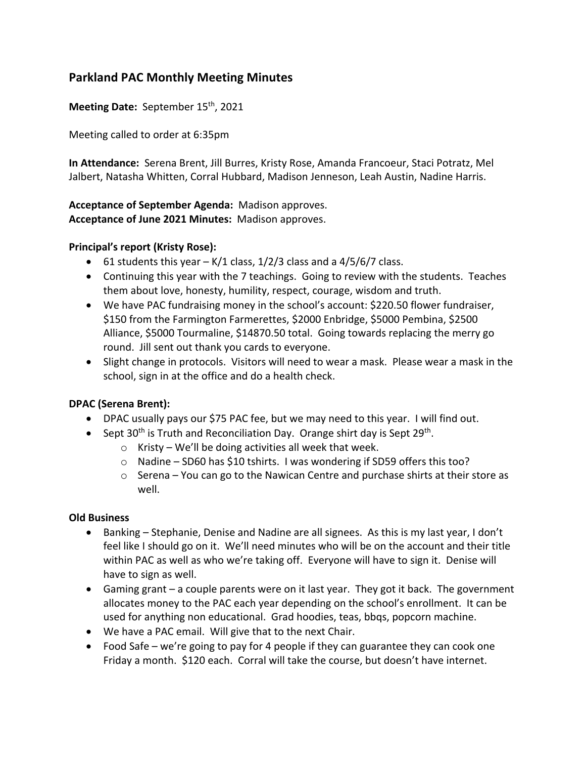## Parkland PAC Monthly Meeting Minutes

**Meeting Date:** September 15th, 2021

Meeting called to order at 6:35pm

**In Attendance:** Serena Brent, Jill Burres, Kristy Rose, Amanda Francoeur, Staci Potratz, Mel Jalbert, Natasha Whitten, Corral Hubbard, Madison Jenneson, Leah Austin, Nadine Harris.

**Acceptance of September Agenda:** Madison approves.
**Acceptance of June 2021 Minutes:** Madison approves.

### Principal's report (Kristy Rose):

- 61 students this year – K/1 class, 1/2/3 class and a 4/5/6/7 class.
- Continuing this year with the 7 teachings. Going to review with the students. Teaches them about love, honesty, humility, respect, courage, wisdom and truth.
- We have PAC fundraising money in the school's account: $220.50 flower fundraiser, $150 from the Farmington Farmerettes, $2000 Enbridge, $5000 Pembina, $2500 Alliance, $5000 Tourmaline, $14870.50 total. Going towards replacing the merry go round. Jill sent out thank you cards to everyone.
- Slight change in protocols. Visitors will need to wear a mask. Please wear a mask in the school, sign in at the office and do a health check.

### DPAC (Serena Brent):

- DPAC usually pays our $75 PAC fee, but we may need to this year. I will find out.
- Sept 30th is Truth and Reconciliation Day. Orange shirt day is Sept 29th.
  - Kristy – We'll be doing activities all week that week.
  - Nadine – SD60 has $10 tshirts. I was wondering if SD59 offers this too?
  - Serena – You can go to the Nawican Centre and purchase shirts at their store as well.

### Old Business

- Banking – Stephanie, Denise and Nadine are all signees. As this is my last year, I don't feel like I should go on it. We'll need minutes who will be on the account and their title within PAC as well as who we're taking off. Everyone will have to sign it. Denise will have to sign as well.
- Gaming grant – a couple parents were on it last year. They got it back. The government allocates money to the PAC each year depending on the school's enrollment. It can be used for anything non educational. Grad hoodies, teas, bbqs, popcorn machine.
- We have a PAC email. Will give that to the next Chair.
- Food Safe – we're going to pay for 4 people if they can guarantee they can cook one Friday a month. $120 each. Corral will take the course, but doesn't have internet.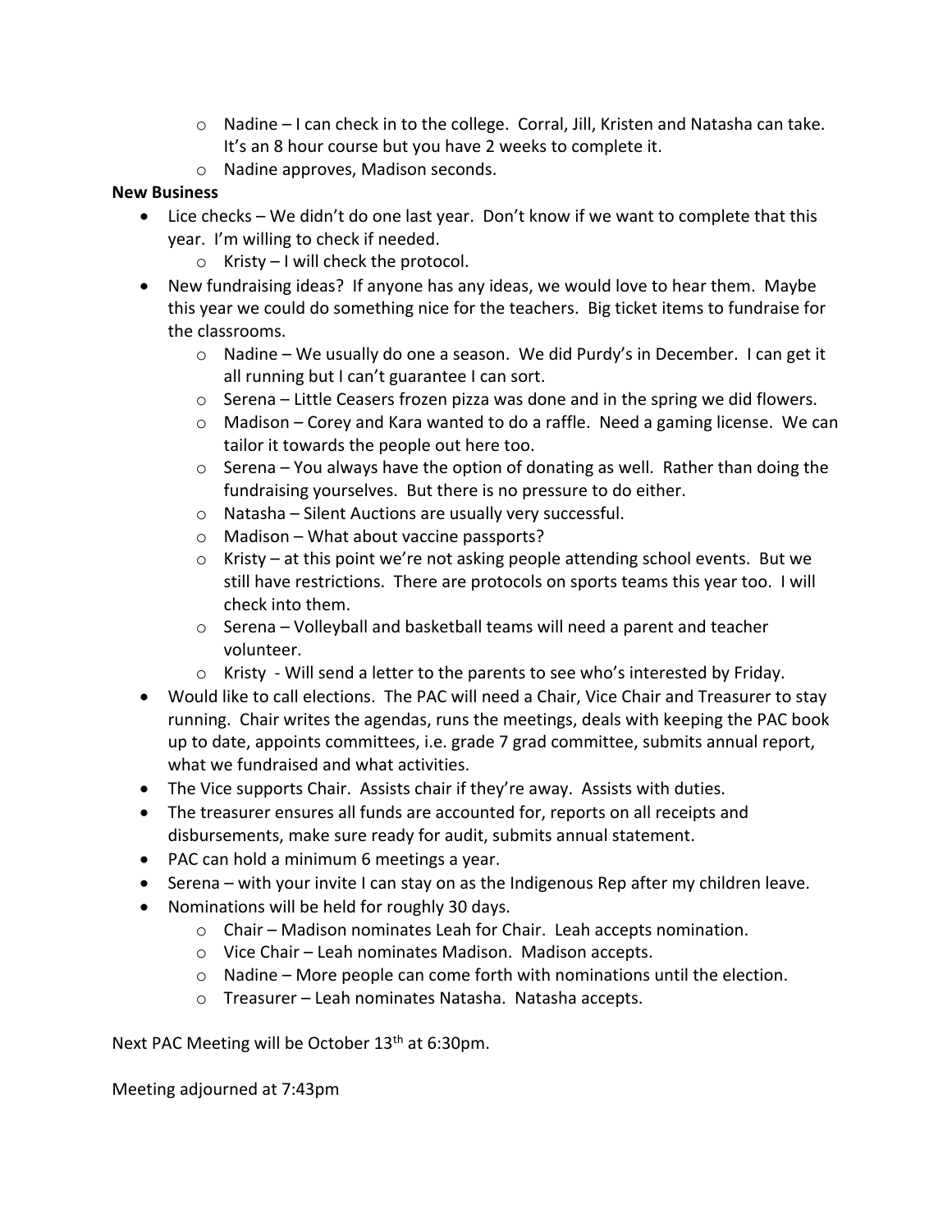- Nadine – I can check in to the college. Corral, Jill, Kristen and Natasha can take. It's an 8 hour course but you have 2 weeks to complete it.
  - Nadine approves, Madison seconds.

**New Business**

- Lice checks – We didn't do one last year. Don't know if we want to complete that this year. I'm willing to check if needed.
  - Kristy – I will check the protocol.
- New fundraising ideas? If anyone has any ideas, we would love to hear them. Maybe this year we could do something nice for the teachers. Big ticket items to fundraise for the classrooms.
  - Nadine – We usually do one a season. We did Purdy's in December. I can get it all running but I can't guarantee I can sort.
  - Serena – Little Ceasers frozen pizza was done and in the spring we did flowers.
  - Madison – Corey and Kara wanted to do a raffle. Need a gaming license. We can tailor it towards the people out here too.
  - Serena – You always have the option of donating as well. Rather than doing the fundraising yourselves. But there is no pressure to do either.
  - Natasha – Silent Auctions are usually very successful.
  - Madison – What about vaccine passports?
  - Kristy – at this point we're not asking people attending school events. But we still have restrictions. There are protocols on sports teams this year too. I will check into them.
  - Serena – Volleyball and basketball teams will need a parent and teacher volunteer.
  - Kristy - Will send a letter to the parents to see who's interested by Friday.
- Would like to call elections. The PAC will need a Chair, Vice Chair and Treasurer to stay running. Chair writes the agendas, runs the meetings, deals with keeping the PAC book up to date, appoints committees, i.e. grade 7 grad committee, submits annual report, what we fundraised and what activities.
- The Vice supports Chair. Assists chair if they're away. Assists with duties.
- The treasurer ensures all funds are accounted for, reports on all receipts and disbursements, make sure ready for audit, submits annual statement.
- PAC can hold a minimum 6 meetings a year.
- Serena – with your invite I can stay on as the Indigenous Rep after my children leave.
- Nominations will be held for roughly 30 days.
  - Chair – Madison nominates Leah for Chair. Leah accepts nomination.
  - Vice Chair – Leah nominates Madison. Madison accepts.
  - Nadine – More people can come forth with nominations until the election.
  - Treasurer – Leah nominates Natasha. Natasha accepts.

Next PAC Meeting will be October 13th at 6:30pm.

Meeting adjourned at 7:43pm